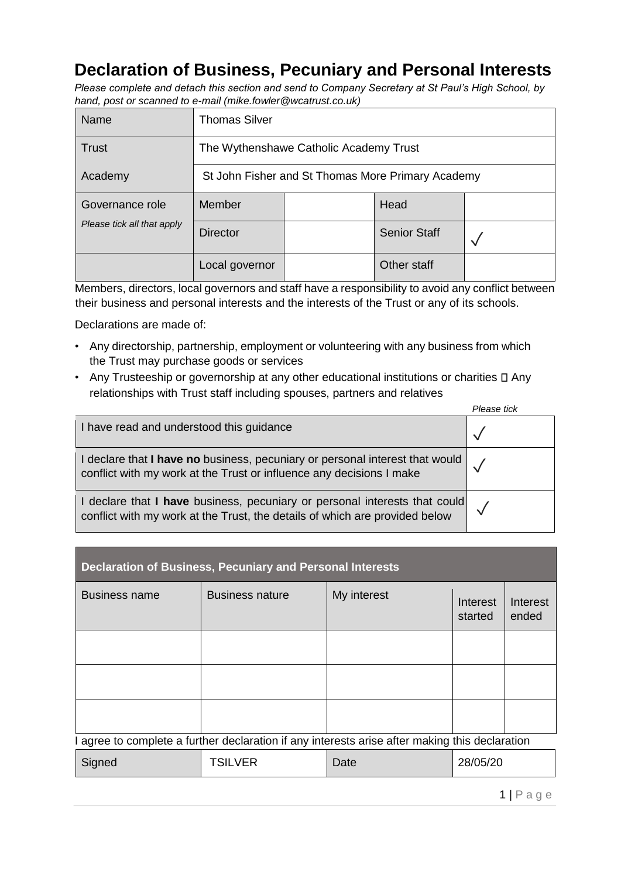# Declaration of Business, Pecuniary and Personal Interests

*Please complete and detach this section and send to Company Secretary at St Paul's High School, by hand, post or scanned to e-mail (mike.fowler@wcatrust.co.uk)*

| Name | Thomas Silver | | | |
|---|---|---|---|---|
| Trust | The Wythenshawe Catholic Academy Trust | | | |
| Academy | St John Fisher and St Thomas More Primary Academy | | | |
| Governance role | Member | | Head | |
| *Please tick all that apply* | Director | | Senior Staff | ✓ |
| | Local governor | | Other staff | |

Members, directors, local governors and staff have a responsibility to avoid any conflict between their business and personal interests and the interests of the Trust or any of its schools.

Declarations are made of:

- Any directorship, partnership, employment or volunteering with any business from which the Trust may purchase goods or services
- Any Trusteeship or governorship at any other educational institutions or charities
- Any relationships with Trust staff including spouses, partners and relatives

| | *Please tick* |
|---|---|
| I have read and understood this guidance | ✓ |
| I declare that **I have no** business, pecuniary or personal interest that would conflict with my work at the Trust or influence any decisions I make | ✓ |
| I declare that **I have** business, pecuniary or personal interests that could conflict with my work at the Trust, the details of which are provided below | ✓ |

| **Declaration of Business, Pecuniary and Personal Interests** | | | | |
|---|---|---|---|---|
| Business name | Business nature | My interest | Interest started | Interest ended |
| | | | | |
| | | | | |
| | | | | |

I agree to complete a further declaration if any interests arise after making this declaration

| Signed | TSILVER | Date | 28/05/20 |
|---|---|---|---|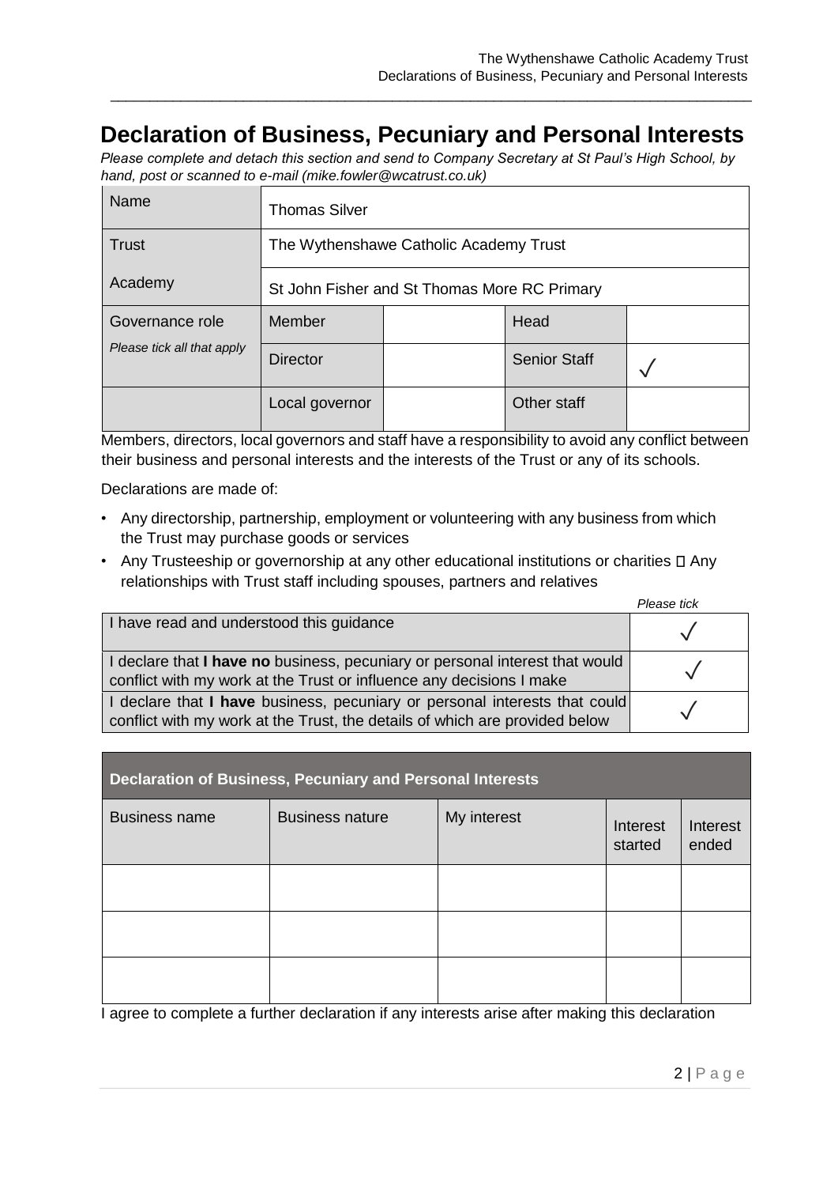# Declaration of Business, Pecuniary and Personal Interests

*Please complete and detach this section and send to Company Secretary at St Paul's High School, by hand, post or scanned to e-mail (mike.fowler@wcatrust.co.uk)*

| Name | Thomas Silver | | | |
|---|---|---|---|---|
| Trust | The Wythenshawe Catholic Academy Trust | | | |
| Academy | St John Fisher and St Thomas More RC Primary | | | |
| Governance role | Member | | Head | |
| *Please tick all that apply* | Director | | Senior Staff | ✓ |
| | Local governor | | Other staff | |

Members, directors, local governors and staff have a responsibility to avoid any conflict between their business and personal interests and the interests of the Trust or any of its schools.

Declarations are made of:

- Any directorship, partnership, employment or volunteering with any business from which the Trust may purchase goods or services
- Any Trusteeship or governorship at any other educational institutions or charities
- Any relationships with Trust staff including spouses, partners and relatives

| | *Please tick* |
|---|---|
| I have read and understood this guidance | ✓ |
| I declare that **I have no** business, pecuniary or personal interest that would conflict with my work at the Trust or influence any decisions I make | ✓ |
| I declare that **I have** business, pecuniary or personal interests that could conflict with my work at the Trust, the details of which are provided below | ✓ |

| **Declaration of Business, Pecuniary and Personal Interests** | | | | |
|---|---|---|---|---|
| Business name | Business nature | My interest | Interest started | Interest ended |
| | | | | |
| | | | | |
| | | | | |

I agree to complete a further declaration if any interests arise after making this declaration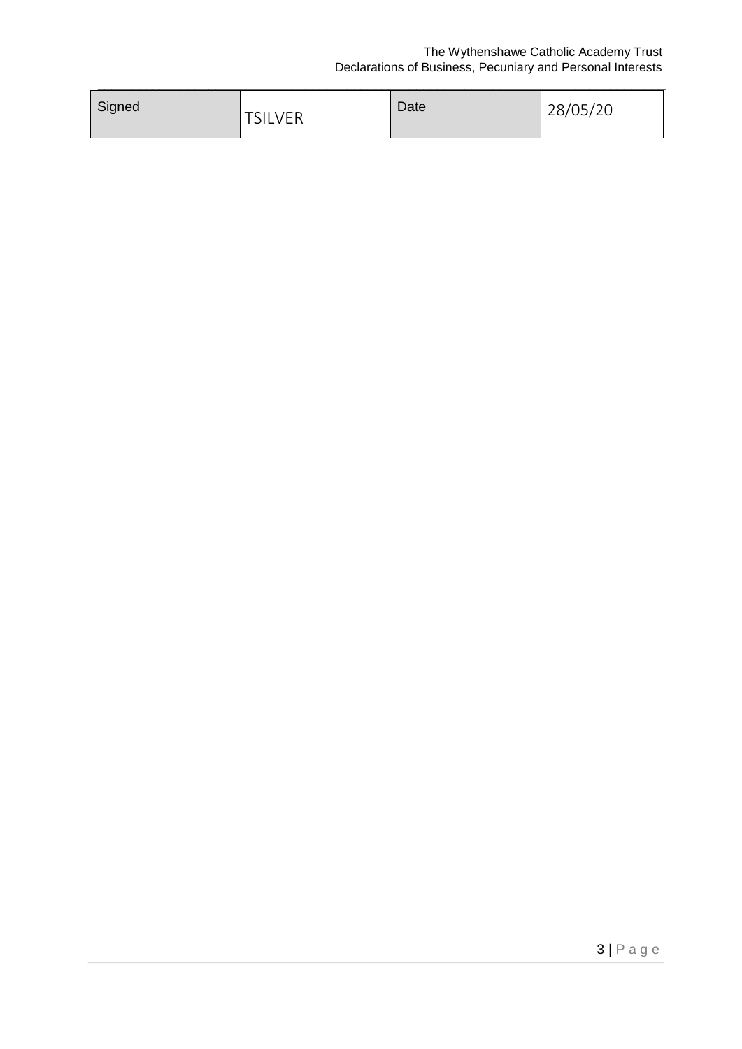| | | | |
|---|---|---|---|
| Signed | TSILVER | Date | 28/05/20 |